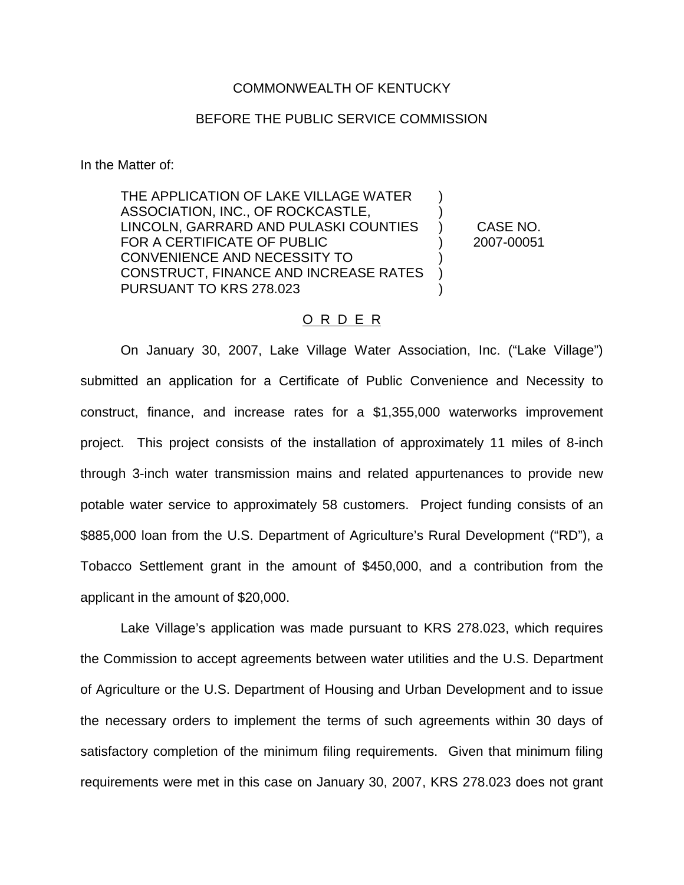COMMONWEALTH OF KENTUCKY

BEFORE THE PUBLIC SERVICE COMMISSION

In the Matter of:

| | | |
|---|---|---|
| THE APPLICATION OF LAKE VILLAGE WATER ASSOCIATION, INC., OF ROCKCASTLE, LINCOLN, GARRARD AND PULASKI COUNTIES FOR A CERTIFICATE OF PUBLIC CONVENIENCE AND NECESSITY TO CONSTRUCT, FINANCE AND INCREASE RATES PURSUANT TO KRS 278.023 | ) | CASE NO. 2007-00051 |

## O R D E R

On January 30, 2007, Lake Village Water Association, Inc. ("Lake Village") submitted an application for a Certificate of Public Convenience and Necessity to construct, finance, and increase rates for a $1,355,000 waterworks improvement project. This project consists of the installation of approximately 11 miles of 8-inch through 3-inch water transmission mains and related appurtenances to provide new potable water service to approximately 58 customers. Project funding consists of an $885,000 loan from the U.S. Department of Agriculture's Rural Development ("RD"), a Tobacco Settlement grant in the amount of $450,000, and a contribution from the applicant in the amount of $20,000.

Lake Village's application was made pursuant to KRS 278.023, which requires the Commission to accept agreements between water utilities and the U.S. Department of Agriculture or the U.S. Department of Housing and Urban Development and to issue the necessary orders to implement the terms of such agreements within 30 days of satisfactory completion of the minimum filing requirements. Given that minimum filing requirements were met in this case on January 30, 2007, KRS 278.023 does not grant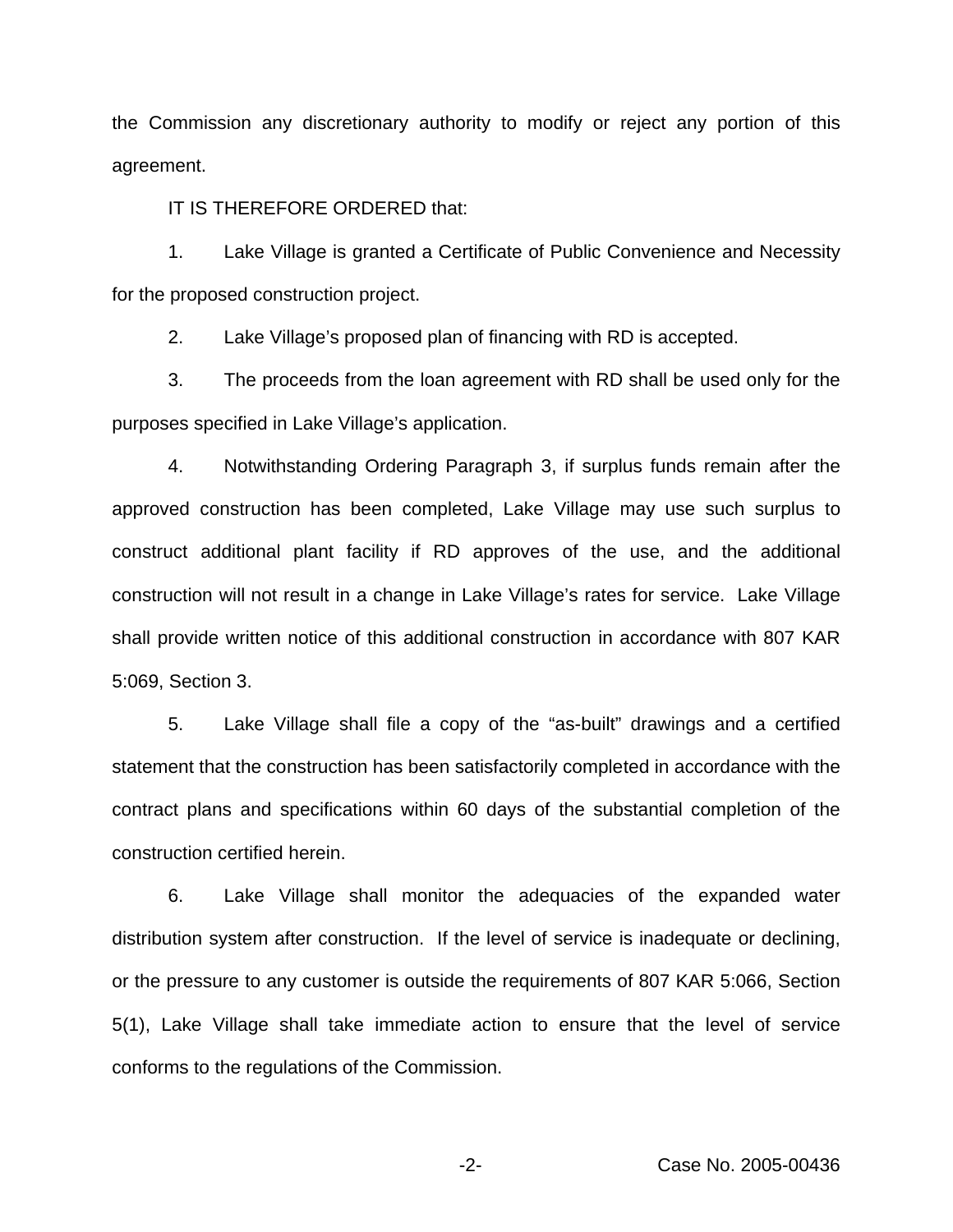the Commission any discretionary authority to modify or reject any portion of this agreement.

IT IS THEREFORE ORDERED that:

1. Lake Village is granted a Certificate of Public Convenience and Necessity for the proposed construction project.

2. Lake Village's proposed plan of financing with RD is accepted.

3. The proceeds from the loan agreement with RD shall be used only for the purposes specified in Lake Village's application.

4. Notwithstanding Ordering Paragraph 3, if surplus funds remain after the approved construction has been completed, Lake Village may use such surplus to construct additional plant facility if RD approves of the use, and the additional construction will not result in a change in Lake Village's rates for service. Lake Village shall provide written notice of this additional construction in accordance with 807 KAR 5:069, Section 3.

5. Lake Village shall file a copy of the "as-built" drawings and a certified statement that the construction has been satisfactorily completed in accordance with the contract plans and specifications within 60 days of the substantial completion of the construction certified herein.

6. Lake Village shall monitor the adequacies of the expanded water distribution system after construction. If the level of service is inadequate or declining, or the pressure to any customer is outside the requirements of 807 KAR 5:066, Section 5(1), Lake Village shall take immediate action to ensure that the level of service conforms to the regulations of the Commission.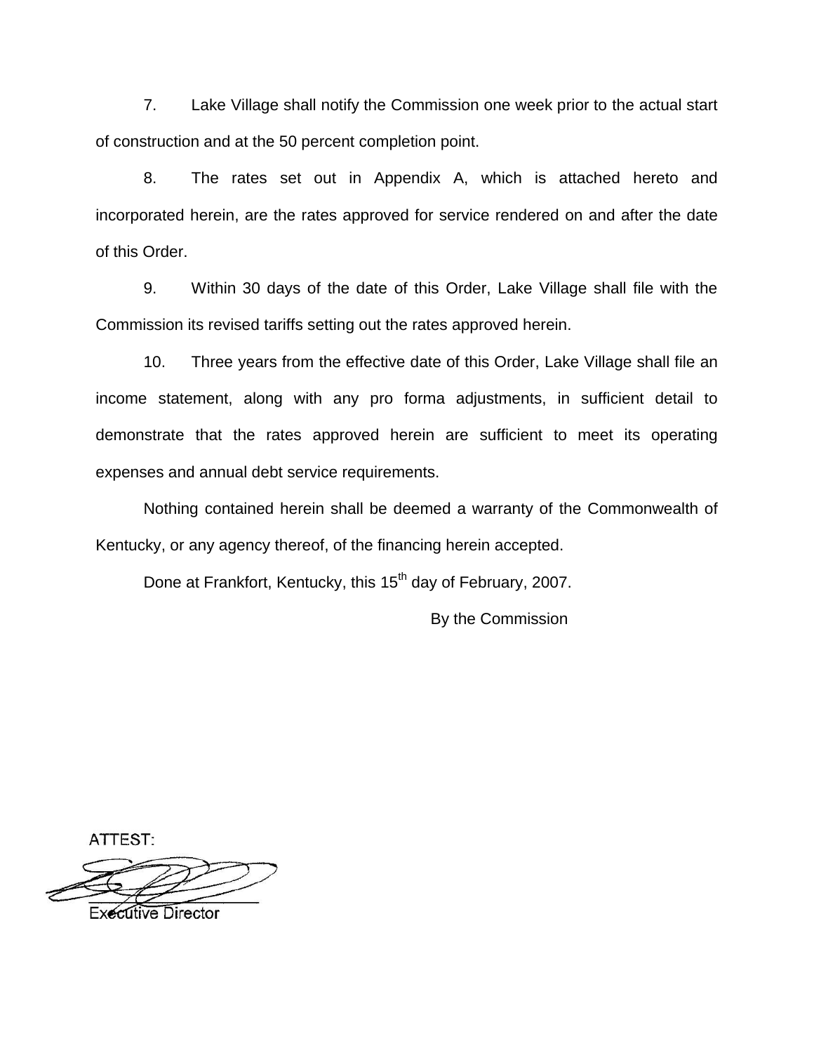7. Lake Village shall notify the Commission one week prior to the actual start of construction and at the 50 percent completion point.

8. The rates set out in Appendix A, which is attached hereto and incorporated herein, are the rates approved for service rendered on and after the date of this Order.

9. Within 30 days of the date of this Order, Lake Village shall file with the Commission its revised tariffs setting out the rates approved herein.

10. Three years from the effective date of this Order, Lake Village shall file an income statement, along with any pro forma adjustments, in sufficient detail to demonstrate that the rates approved herein are sufficient to meet its operating expenses and annual debt service requirements.

Nothing contained herein shall be deemed a warranty of the Commonwealth of Kentucky, or any agency thereof, of the financing herein accepted.

Done at Frankfort, Kentucky, this 15th day of February, 2007.

By the Commission

ATTEST:

Executive Director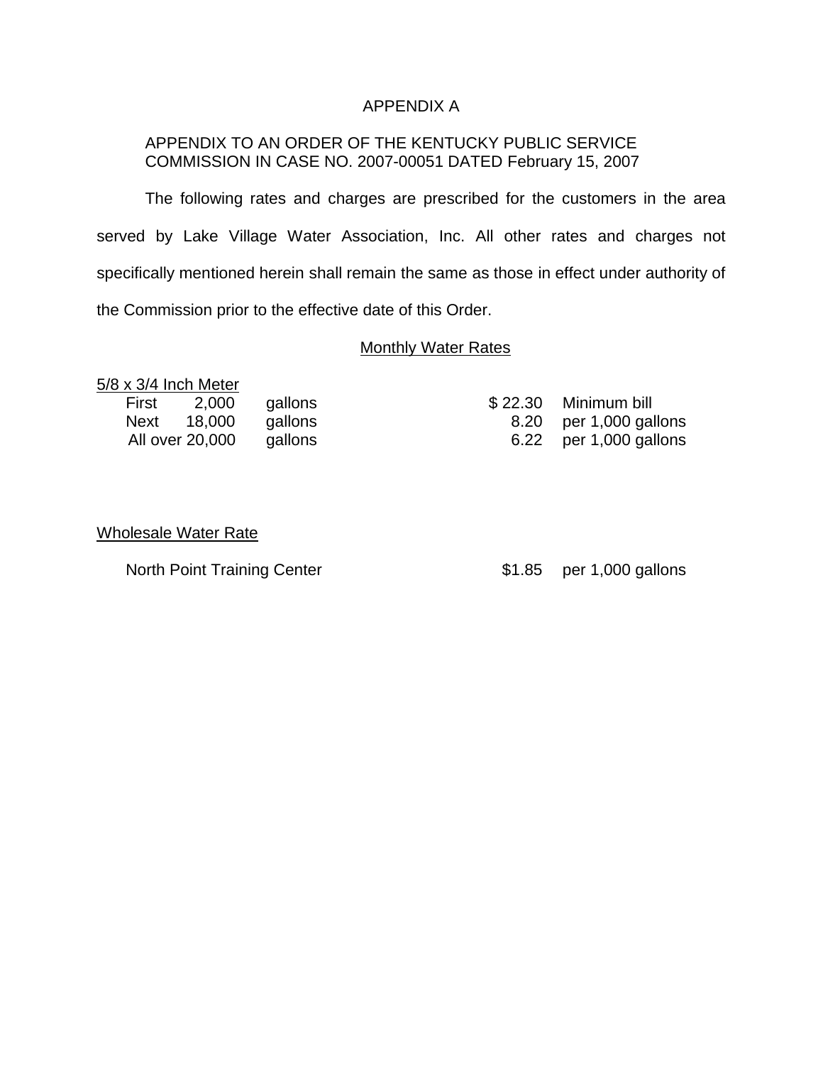# APPENDIX A

APPENDIX TO AN ORDER OF THE KENTUCKY PUBLIC SERVICE COMMISSION IN CASE NO. 2007-00051 DATED February 15, 2007

The following rates and charges are prescribed for the customers in the area served by Lake Village Water Association, Inc. All other rates and charges not specifically mentioned herein shall remain the same as those in effect under authority of the Commission prior to the effective date of this Order.

## Monthly Water Rates

5/8 x 3/4 Inch Meter

| | | | |
|---|---|---|---|
| First 2,000 | gallons | $ 22.30 | Minimum bill |
| Next 18,000 | gallons | 8.20 | per 1,000 gallons |
| All over 20,000 | gallons | 6.22 | per 1,000 gallons |

Wholesale Water Rate

| | | |
|---|---|---|
| North Point Training Center | $1.85 | per 1,000 gallons |